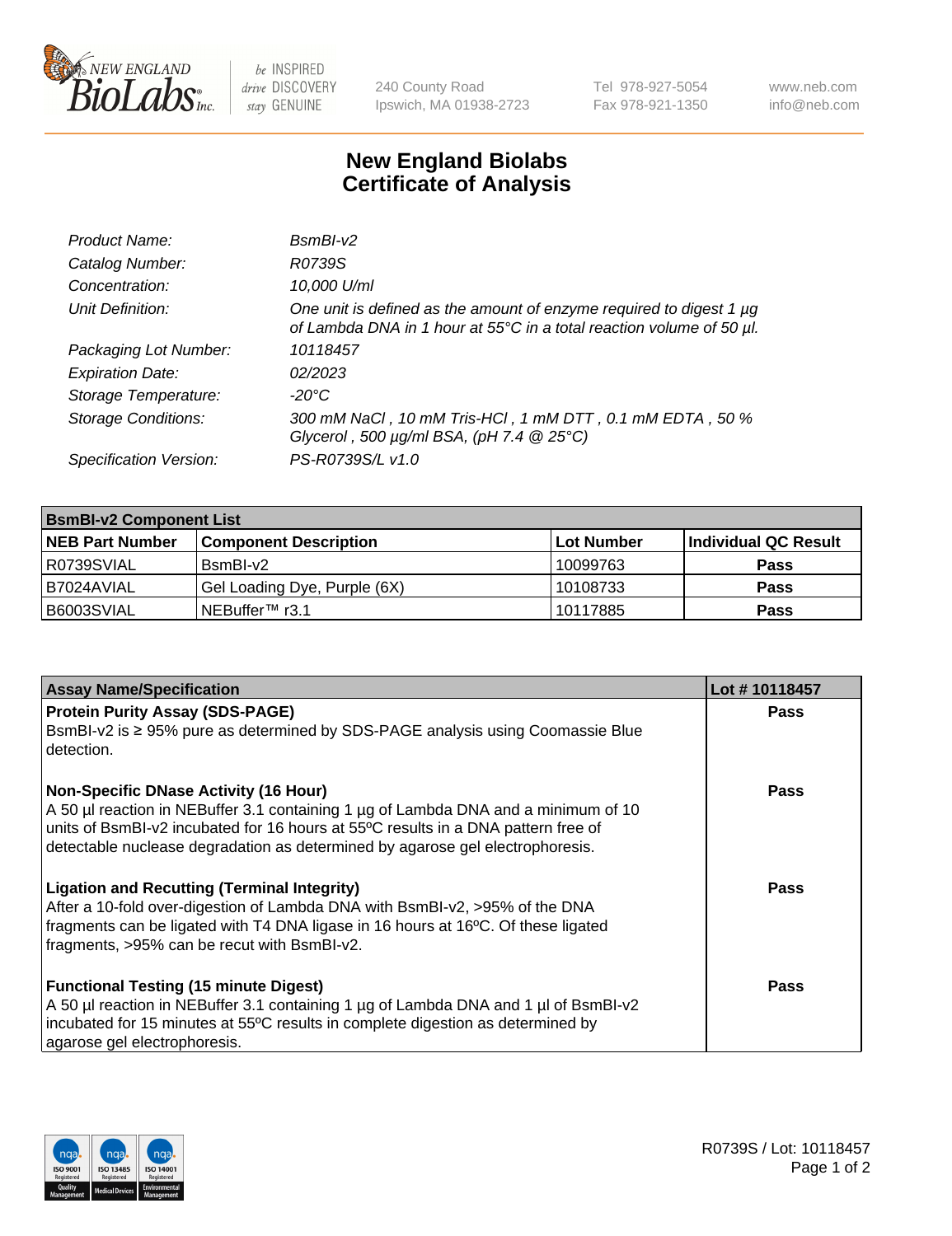# New England Biolabs Certificate of Analysis

| | |
|---|---|
| *Product Name:* | *BsmBI-v2* |
| *Catalog Number:* | *R0739S* |
| *Concentration:* | *10,000 U/ml* |
| *Unit Definition:* | *One unit is defined as the amount of enzyme required to digest 1 µg of Lambda DNA in 1 hour at 55°C in a total reaction volume of 50 µl.* |
| *Packaging Lot Number:* | *10118457* |
| *Expiration Date:* | *02/2023* |
| *Storage Temperature:* | *-20°C* |
| *Storage Conditions:* | *300 mM NaCl , 10 mM Tris-HCl , 1 mM DTT , 0.1 mM EDTA , 50 % Glycerol , 500 µg/ml BSA, (pH 7.4 @ 25°C)* |
| *Specification Version:* | *PS-R0739S/L v1.0* |

| **BsmBI-v2 Component List** | | | |
|---|---|---|---|
| **NEB Part Number** | **Component Description** | **Lot Number** | **Individual QC Result** |
| R0739SVIAL | BsmBI-v2 | 10099763 | **Pass** |
| B7024AVIAL | Gel Loading Dye, Purple (6X) | 10108733 | **Pass** |
| B6003SVIAL | NEBuffer™ r3.1 | 10117885 | **Pass** |

| **Assay Name/Specification** | **Lot # 10118457** |
|---|---|
| **Protein Purity Assay (SDS-PAGE)** BsmBI-v2 is ≥ 95% pure as determined by SDS-PAGE analysis using Coomassie Blue detection. | **Pass** |
| **Non-Specific DNase Activity (16 Hour)** A 50 µl reaction in NEBuffer 3.1 containing 1 µg of Lambda DNA and a minimum of 10 units of BsmBI-v2 incubated for 16 hours at 55ºC results in a DNA pattern free of detectable nuclease degradation as determined by agarose gel electrophoresis. | **Pass** |
| **Ligation and Recutting (Terminal Integrity)** After a 10-fold over-digestion of Lambda DNA with BsmBI-v2, >95% of the DNA fragments can be ligated with T4 DNA ligase in 16 hours at 16ºC. Of these ligated fragments, >95% can be recut with BsmBI-v2. | **Pass** |
| **Functional Testing (15 minute Digest)** A 50 µl reaction in NEBuffer 3.1 containing 1 µg of Lambda DNA and 1 µl of BsmBI-v2 incubated for 15 minutes at 55ºC results in complete digestion as determined by agarose gel electrophoresis. | **Pass** |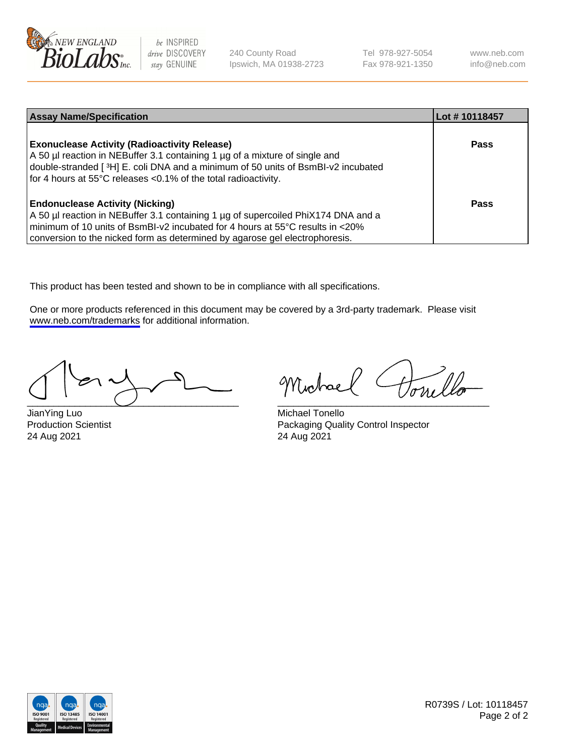| Assay Name/Specification | Lot # 10118457 |
| --- | --- |
| **Exonuclease Activity (Radioactivity Release)**<br>A 50 µl reaction in NEBuffer 3.1 containing 1 µg of a mixture of single and double-stranded [ $^{3}$H] E. coli DNA and a minimum of 50 units of BsmBI-v2 incubated for 4 hours at 55°C releases <0.1% of the total radioactivity. | **Pass** |
| **Endonuclease Activity (Nicking)**<br>A 50 µl reaction in NEBuffer 3.1 containing 1 µg of supercoiled PhiX174 DNA and a minimum of 10 units of BsmBI-v2 incubated for 4 hours at 55°C results in <20% conversion to the nicked form as determined by agarose gel electrophoresis. | **Pass** |

This product has been tested and shown to be in compliance with all specifications.

One or more products referenced in this document may be covered by a 3rd-party trademark. Please visit www.neb.com/trademarks for additional information.

JianYing Luo
Production Scientist
24 Aug 2021

Michael Tonello
Packaging Quality Control Inspector
24 Aug 2021

R0739S / Lot: 10118457